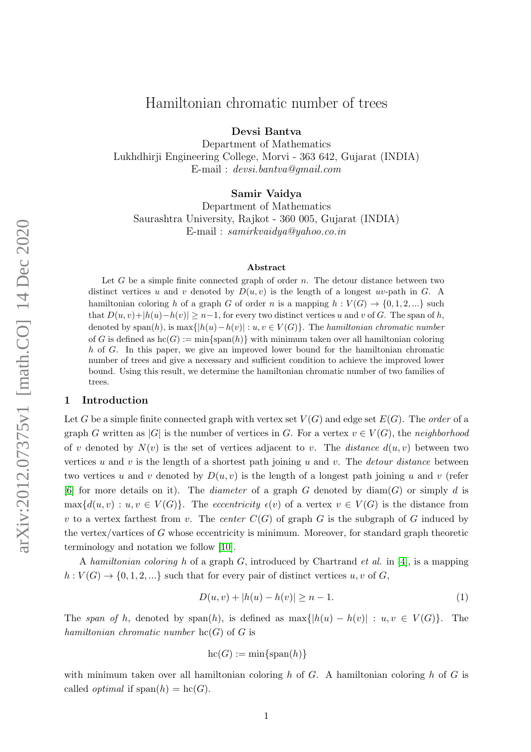# Hamiltonian chromatic number of trees

**Devsi Bantva**
Department of Mathematics
Lukhdhirji Engineering College, Morvi - 363 642, Gujarat (INDIA)
E-mail : *devsi.bantva@gmail.com*

**Samir Vaidya**
Department of Mathematics
Saurashtra University, Rajkot - 360 005, Gujarat (INDIA)
E-mail : *samirkvaidya@yahoo.co.in*

arXiv:2012.07375v1 [math.CO] 14 Dec 2020

### Abstract

Let $G$ be a simple finite connected graph of order $n$. The detour distance between two distinct vertices $u$ and $v$ denoted by $D(u,v)$ is the length of a longest $uv$-path in $G$. A hamiltonian coloring $h$ of a graph $G$ of order $n$ is a mapping $h : V(G) \to \{0,1,2,...\}$ such that $D(u,v)+|h(u)-h(v)| \geq n-1$, for every two distinct vertices $u$ and $v$ of $G$. The span of $h$, denoted by $\mathrm{span}(h)$, is $\max\{|h(u)-h(v)| : u,v \in V(G)\}$. The *hamiltonian chromatic number* of $G$ is defined as $\mathrm{hc}(G) := \min\{\mathrm{span}(h)\}$ with minimum taken over all hamiltonian coloring $h$ of $G$. In this paper, we give an improved lower bound for the hamiltonian chromatic number of trees and give a necessary and sufficient condition to achieve the improved lower bound. Using this result, we determine the hamiltonian chromatic number of two families of trees.

## 1 Introduction

Let $G$ be a simple finite connected graph with vertex set $V(G)$ and edge set $E(G)$. The *order* of a graph $G$ written as $|G|$ is the number of vertices in $G$. For a vertex $v \in V(G)$, the *neighborhood* of $v$ denoted by $N(v)$ is the set of vertices adjacent to $v$. The *distance* $d(u,v)$ between two vertices $u$ and $v$ is the length of a shortest path joining $u$ and $v$. The *detour distance* between two vertices $u$ and $v$ denoted by $D(u,v)$ is the length of a longest path joining $u$ and $v$ (refer [6] for more details on it). The *diameter* of a graph $G$ denoted by $\mathrm{diam}(G)$ or simply $d$ is $\max\{d(u,v) : u,v \in V(G)\}$. The *eccentricity* $\epsilon(v)$ of a vertex $v \in V(G)$ is the distance from $v$ to a vertex farthest from $v$. The *center* $C(G)$ of graph $G$ is the subgraph of $G$ induced by the vertex/vartices of $G$ whose eccentricity is minimum. Moreover, for standard graph theoretic terminology and notation we follow [10].

A *hamiltonian coloring* $h$ of a graph $G$, introduced by Chartrand *et al.* in [4], is a mapping $h : V(G) \to \{0,1,2,...\}$ such that for every pair of distinct vertices $u,v$ of $G$,

$$D(u,v) + |h(u) - h(v)| \geq n - 1. \tag{1}$$

The *span of* $h$, denoted by $\mathrm{span}(h)$, is defined as $\max\{|h(u) - h(v)| : u,v \in V(G)\}$. The *hamiltonian chromatic number* $\mathrm{hc}(G)$ of $G$ is

$$\mathrm{hc}(G) := \min\{\mathrm{span}(h)\}$$

with minimum taken over all hamiltonian coloring $h$ of $G$. A hamiltonian coloring $h$ of $G$ is called *optimal* if $\mathrm{span}(h) = \mathrm{hc}(G)$.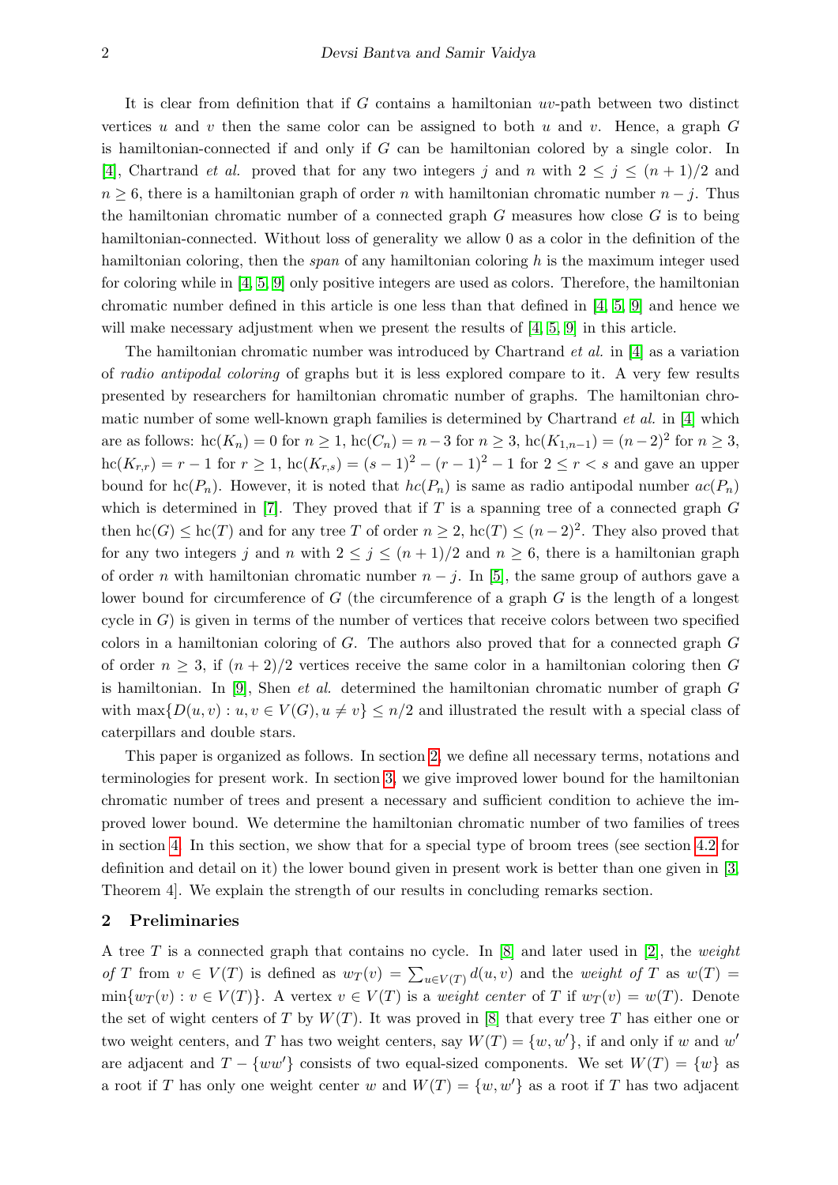It is clear from definition that if $G$ contains a hamiltonian $uv$-path between two distinct vertices $u$ and $v$ then the same color can be assigned to both $u$ and $v$. Hence, a graph $G$ is hamiltonian-connected if and only if $G$ can be hamiltonian colored by a single color. In [4], Chartrand *et al.* proved that for any two integers $j$ and $n$ with $2 \leq j \leq (n+1)/2$ and $n \geq 6$, there is a hamiltonian graph of order $n$ with hamiltonian chromatic number $n-j$. Thus the hamiltonian chromatic number of a connected graph $G$ measures how close $G$ is to being hamiltonian-connected. Without loss of generality we allow 0 as a color in the definition of the hamiltonian coloring, then the *span* of any hamiltonian coloring $h$ is the maximum integer used for coloring while in [4, 5, 9] only positive integers are used as colors. Therefore, the hamiltonian chromatic number defined in this article is one less than that defined in [4, 5, 9] and hence we will make necessary adjustment when we present the results of [4, 5, 9] in this article.

The hamiltonian chromatic number was introduced by Chartrand *et al.* in [4] as a variation of *radio antipodal coloring* of graphs but it is less explored compare to it. A very few results presented by researchers for hamiltonian chromatic number of graphs. The hamiltonian chromatic number of some well-known graph families is determined by Chartrand *et al.* in [4] which are as follows: $\mathrm{hc}(K_n) = 0$ for $n \geq 1$, $\mathrm{hc}(C_n) = n-3$ for $n \geq 3$, $\mathrm{hc}(K_{1,n-1}) = (n-2)^2$ for $n \geq 3$, $\mathrm{hc}(K_{r,r}) = r-1$ for $r \geq 1$, $\mathrm{hc}(K_{r,s}) = (s-1)^2 - (r-1)^2 - 1$ for $2 \leq r < s$ and gave an upper bound for $\mathrm{hc}(P_n)$. However, it is noted that $hc(P_n)$ is same as radio antipodal number $ac(P_n)$ which is determined in [7]. They proved that if $T$ is a spanning tree of a connected graph $G$ then $\mathrm{hc}(G) \leq \mathrm{hc}(T)$ and for any tree $T$ of order $n \geq 2$, $\mathrm{hc}(T) \leq (n-2)^2$. They also proved that for any two integers $j$ and $n$ with $2 \leq j \leq (n+1)/2$ and $n \geq 6$, there is a hamiltonian graph of order $n$ with hamiltonian chromatic number $n-j$. In [5], the same group of authors gave a lower bound for circumference of $G$ (the circumference of a graph $G$ is the length of a longest cycle in $G$) is given in terms of the number of vertices that receive colors between two specified colors in a hamiltonian coloring of $G$. The authors also proved that for a connected graph $G$ of order $n \geq 3$, if $(n+2)/2$ vertices receive the same color in a hamiltonian coloring then $G$ is hamiltonian. In [9], Shen *et al.* determined the hamiltonian chromatic number of graph $G$ with $\max\{D(u,v) : u, v \in V(G), u \neq v\} \leq n/2$ and illustrated the result with a special class of caterpillars and double stars.

This paper is organized as follows. In section 2, we define all necessary terms, notations and terminologies for present work. In section 3, we give improved lower bound for the hamiltonian chromatic number of trees and present a necessary and sufficient condition to achieve the improved lower bound. We determine the hamiltonian chromatic number of two families of trees in section 4. In this section, we show that for a special type of broom trees (see section 4.2 for definition and detail on it) the lower bound given in present work is better than one given in [3, Theorem 4]. We explain the strength of our results in concluding remarks section.

## 2 Preliminaries

A tree $T$ is a connected graph that contains no cycle. In [8] and later used in [2], the *weight of* $T$ from $v \in V(T)$ is defined as $w_T(v) = \sum_{u \in V(T)} d(u,v)$ and the *weight of* $T$ as $w(T) = \min\{w_T(v) : v \in V(T)\}$. A vertex $v \in V(T)$ is a *weight center* of $T$ if $w_T(v) = w(T)$. Denote the set of wight centers of $T$ by $W(T)$. It was proved in [8] that every tree $T$ has either one or two weight centers, and $T$ has two weight centers, say $W(T) = \{w, w'\}$, if and only if $w$ and $w'$ are adjacent and $T - \{ww'\}$ consists of two equal-sized components. We set $W(T) = \{w\}$ as a root if $T$ has only one weight center $w$ and $W(T) = \{w, w'\}$ as a root if $T$ has two adjacent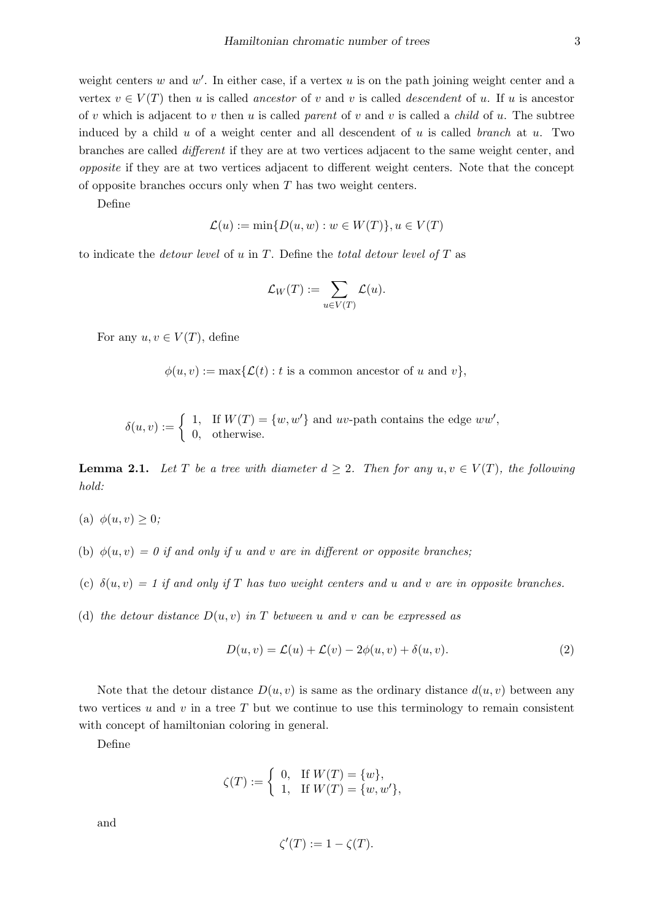weight centers $w$ and $w'$. In either case, if a vertex $u$ is on the path joining weight center and a vertex $v \in V(T)$ then $u$ is called *ancestor* of $v$ and $v$ is called *descendent* of $u$. If $u$ is ancestor of $v$ which is adjacent to $v$ then $u$ is called *parent* of $v$ and $v$ is called a *child* of $u$. The subtree induced by a child $u$ of a weight center and all descendent of $u$ is called *branch* at $u$. Two branches are called *different* if they are at two vertices adjacent to the same weight center, and *opposite* if they are at two vertices adjacent to different weight centers. Note that the concept of opposite branches occurs only when $T$ has two weight centers.

Define

$$\mathcal{L}(u) := \min\{D(u, w) : w \in W(T)\}, u \in V(T)$$

to indicate the *detour level* of $u$ in $T$. Define the *total detour level of* $T$ as

$$\mathcal{L}_W(T) := \sum_{u \in V(T)} \mathcal{L}(u).$$

For any $u, v \in V(T)$, define

$$\phi(u, v) := \max\{\mathcal{L}(t) : t \text{ is a common ancestor of } u \text{ and } v\},$$

$$\delta(u, v) := \begin{cases} 1, & \text{If } W(T) = \{w, w'\} \text{ and } uv\text{-path contains the edge } ww', \\ 0, & \text{otherwise.} \end{cases}$$

**Lemma 2.1.** *Let $T$ be a tree with diameter $d \geq 2$. Then for any $u, v \in V(T)$, the following hold:*

(a) $\phi(u, v) \geq 0$;

(b) $\phi(u, v) = 0$ *if and only if $u$ and $v$ are in different or opposite branches;*

(c) $\delta(u, v) = 1$ *if and only if $T$ has two weight centers and $u$ and $v$ are in opposite branches.*

(d) *the detour distance $D(u, v)$ in $T$ between $u$ and $v$ can be expressed as*

$$D(u, v) = \mathcal{L}(u) + \mathcal{L}(v) - 2\phi(u, v) + \delta(u, v). \tag{2}$$

Note that the detour distance $D(u, v)$ is same as the ordinary distance $d(u, v)$ between any two vertices $u$ and $v$ in a tree $T$ but we continue to use this terminology to remain consistent with concept of hamiltonian coloring in general.

Define

$$\zeta(T) := \begin{cases} 0, & \text{If } W(T) = \{w\}, \\ 1, & \text{If } W(T) = \{w, w'\}, \end{cases}$$

and

$$\zeta'(T) := 1 - \zeta(T).$$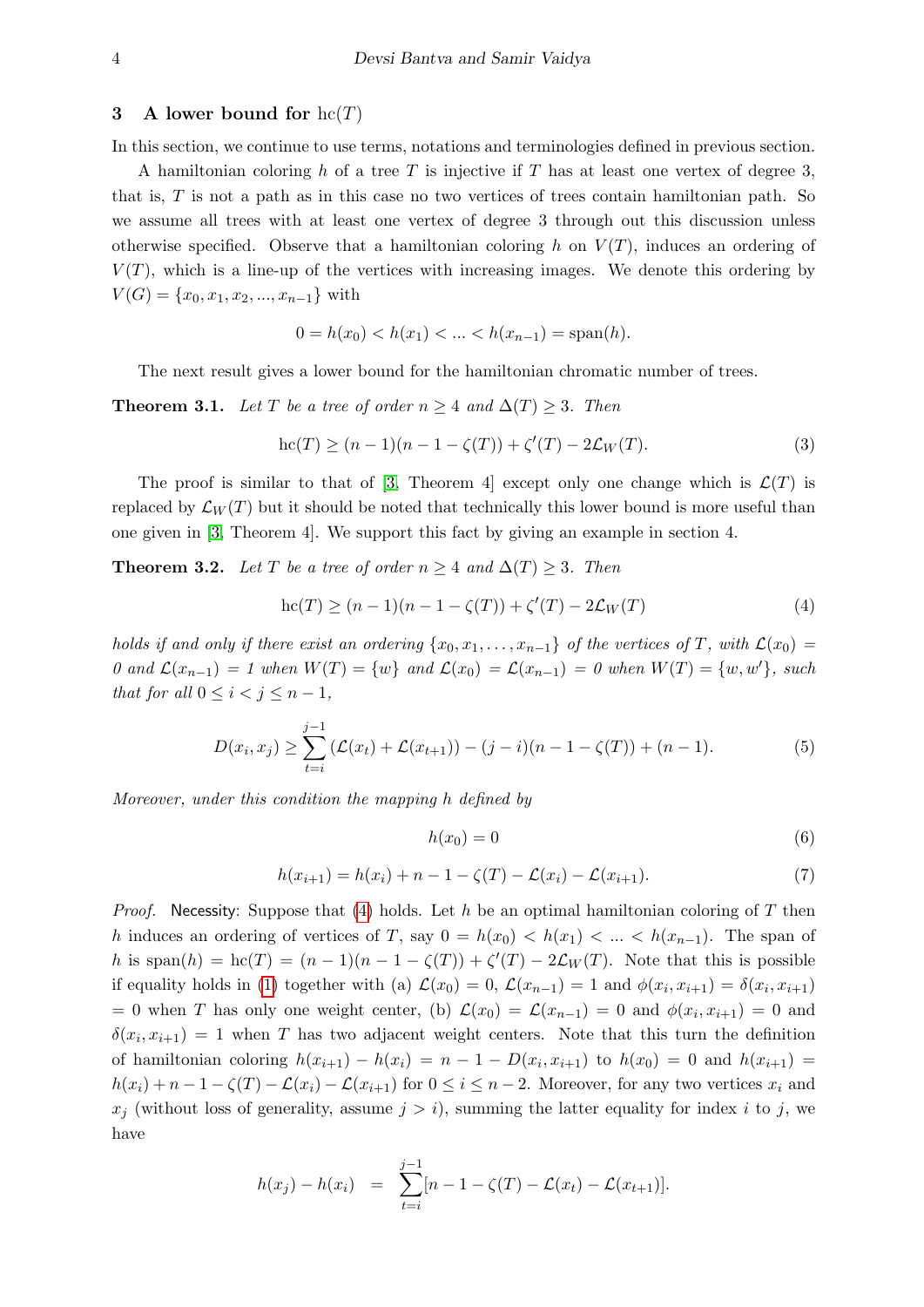## 3 A lower bound for $\mathrm{hc}(T)$

In this section, we continue to use terms, notations and terminologies defined in previous section.

A hamiltonian coloring $h$ of a tree $T$ is injective if $T$ has at least one vertex of degree 3, that is, $T$ is not a path as in this case no two vertices of trees contain hamiltonian path. So we assume all trees with at least one vertex of degree 3 through out this discussion unless otherwise specified. Observe that a hamiltonian coloring $h$ on $V(T)$, induces an ordering of $V(T)$, which is a line-up of the vertices with increasing images. We denote this ordering by $V(G) = \{x_0, x_1, x_2, ..., x_{n-1}\}$ with

$$0 = h(x_0) < h(x_1) < ... < h(x_{n-1}) = \mathrm{span}(h).$$

The next result gives a lower bound for the hamiltonian chromatic number of trees.

**Theorem 3.1.** *Let $T$ be a tree of order $n \geq 4$ and $\Delta(T) \geq 3$. Then*

$$\mathrm{hc}(T) \geq (n-1)(n-1-\zeta(T)) + \zeta'(T) - 2\mathcal{L}_W(T). \tag{3}$$

The proof is similar to that of [3, Theorem 4] except only one change which is $\mathcal{L}(T)$ is replaced by $\mathcal{L}_W(T)$ but it should be noted that technically this lower bound is more useful than one given in [3, Theorem 4]. We support this fact by giving an example in section 4.

**Theorem 3.2.** *Let $T$ be a tree of order $n \geq 4$ and $\Delta(T) \geq 3$. Then*

$$\mathrm{hc}(T) \geq (n-1)(n-1-\zeta(T)) + \zeta'(T) - 2\mathcal{L}_W(T) \tag{4}$$

*holds if and only if there exist an ordering $\{x_0, x_1, \ldots, x_{n-1}\}$ of the vertices of $T$, with $\mathcal{L}(x_0) = 0$ and $\mathcal{L}(x_{n-1}) = 1$ when $W(T) = \{w\}$ and $\mathcal{L}(x_0) = \mathcal{L}(x_{n-1}) = 0$ when $W(T) = \{w, w'\}$, such that for all $0 \leq i < j \leq n-1$,*

$$D(x_i, x_j) \geq \sum_{t=i}^{j-1} (\mathcal{L}(x_t) + \mathcal{L}(x_{t+1})) - (j-i)(n-1-\zeta(T)) + (n-1). \tag{5}$$

*Moreover, under this condition the mapping $h$ defined by*

$$h(x_0) = 0 \tag{6}$$

$$h(x_{i+1}) = h(x_i) + n - 1 - \zeta(T) - \mathcal{L}(x_i) - \mathcal{L}(x_{i+1}). \tag{7}$$

*Proof.* Necessity: Suppose that (4) holds. Let $h$ be an optimal hamiltonian coloring of $T$ then $h$ induces an ordering of vertices of $T$, say $0 = h(x_0) < h(x_1) < ... < h(x_{n-1})$. The span of $h$ is $\mathrm{span}(h) = \mathrm{hc}(T) = (n-1)(n-1-\zeta(T)) + \zeta'(T) - 2\mathcal{L}_W(T)$. Note that this is possible if equality holds in (1) together with (a) $\mathcal{L}(x_0) = 0$, $\mathcal{L}(x_{n-1}) = 1$ and $\phi(x_i, x_{i+1}) = \delta(x_i, x_{i+1}) = 0$ when $T$ has only one weight center, (b) $\mathcal{L}(x_0) = \mathcal{L}(x_{n-1}) = 0$ and $\phi(x_i, x_{i+1}) = 0$ and $\delta(x_i, x_{i+1}) = 1$ when $T$ has two adjacent weight centers. Note that this turn the definition of hamiltonian coloring $h(x_{i+1}) - h(x_i) = n - 1 - D(x_i, x_{i+1})$ to $h(x_0) = 0$ and $h(x_{i+1}) = h(x_i) + n - 1 - \zeta(T) - \mathcal{L}(x_i) - \mathcal{L}(x_{i+1})$ for $0 \leq i \leq n-2$. Moreover, for any two vertices $x_i$ and $x_j$ (without loss of generality, assume $j > i$), summing the latter equality for index $i$ to $j$, we have

$$h(x_j) - h(x_i) \quad = \quad \sum_{t=i}^{j-1} [n - 1 - \zeta(T) - \mathcal{L}(x_t) - \mathcal{L}(x_{t+1})].$$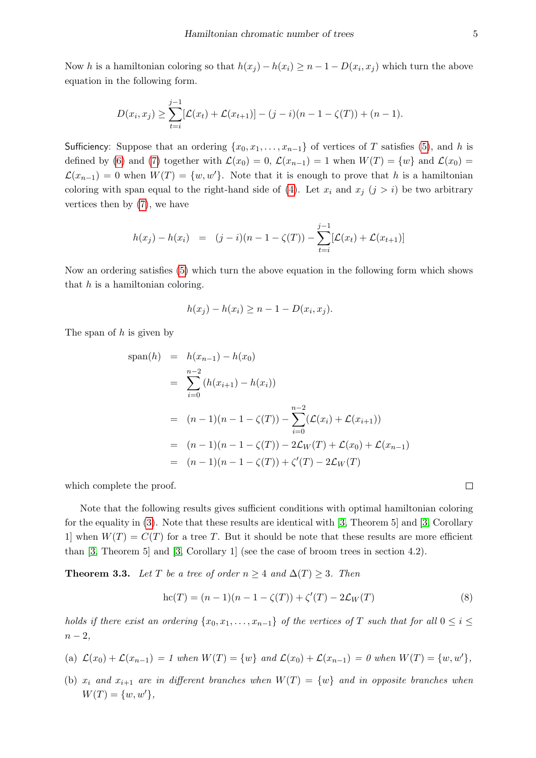Now $h$ is a hamiltonian coloring so that $h(x_j) - h(x_i) \geq n - 1 - D(x_i, x_j)$ which turn the above equation in the following form.

$$D(x_i, x_j) \geq \sum_{t=i}^{j-1} [\mathcal{L}(x_t) + \mathcal{L}(x_{t+1})] - (j-i)(n-1-\zeta(T)) + (n-1).$$

Sufficiency: Suppose that an ordering $\{x_0, x_1, \ldots, x_{n-1}\}$ of vertices of $T$ satisfies (5), and $h$ is defined by (6) and (7) together with $\mathcal{L}(x_0) = 0$, $\mathcal{L}(x_{n-1}) = 1$ when $W(T) = \{w\}$ and $\mathcal{L}(x_0) = \mathcal{L}(x_{n-1}) = 0$ when $W(T) = \{w, w'\}$. Note that it is enough to prove that $h$ is a hamiltonian coloring with span equal to the right-hand side of (4). Let $x_i$ and $x_j$ $(j > i)$ be two arbitrary vertices then by (7), we have

$$h(x_j) - h(x_i) \;=\; (j-i)(n-1-\zeta(T)) - \sum_{t=i}^{j-1} [\mathcal{L}(x_t) + \mathcal{L}(x_{t+1})]$$

Now an ordering satisfies (5) which turn the above equation in the following form which shows that $h$ is a hamiltonian coloring.

$$h(x_j) - h(x_i) \geq n - 1 - D(x_i, x_j).$$

The span of $h$ is given by

$$\begin{aligned}
\mathrm{span}(h) &= h(x_{n-1}) - h(x_0) \\
&= \sum_{i=0}^{n-2} (h(x_{i+1}) - h(x_i)) \\
&= (n-1)(n-1-\zeta(T)) - \sum_{i=0}^{n-2} (\mathcal{L}(x_i) + \mathcal{L}(x_{i+1})) \\
&= (n-1)(n-1-\zeta(T)) - 2\mathcal{L}_W(T) + \mathcal{L}(x_0) + \mathcal{L}(x_{n-1}) \\
&= (n-1)(n-1-\zeta(T)) + \zeta'(T) - 2\mathcal{L}_W(T)
\end{aligned}$$

which complete the proof. □

Note that the following results gives sufficient conditions with optimal hamiltonian coloring for the equality in (3). Note that these results are identical with [3, Theorem 5] and [3, Corollary 1] when $W(T) = C(T)$ for a tree $T$. But it should be note that these results are more efficient than [3, Theorem 5] and [3, Corollary 1] (see the case of broom trees in section 4.2).

**Theorem 3.3.** *Let $T$ be a tree of order $n \geq 4$ and $\Delta(T) \geq 3$. Then*

$$\mathrm{hc}(T) = (n-1)(n-1-\zeta(T)) + \zeta'(T) - 2\mathcal{L}_W(T) \tag{8}$$

*holds if there exist an ordering $\{x_0, x_1, \ldots, x_{n-1}\}$ of the vertices of $T$ such that for all $0 \leq i \leq n-2$,*

(a) *$\mathcal{L}(x_0) + \mathcal{L}(x_{n-1}) = 1$ when $W(T) = \{w\}$ and $\mathcal{L}(x_0) + \mathcal{L}(x_{n-1}) = 0$ when $W(T) = \{w, w'\}$,*

(b) *$x_i$ and $x_{i+1}$ are in different branches when $W(T) = \{w\}$ and in opposite branches when $W(T) = \{w, w'\}$,*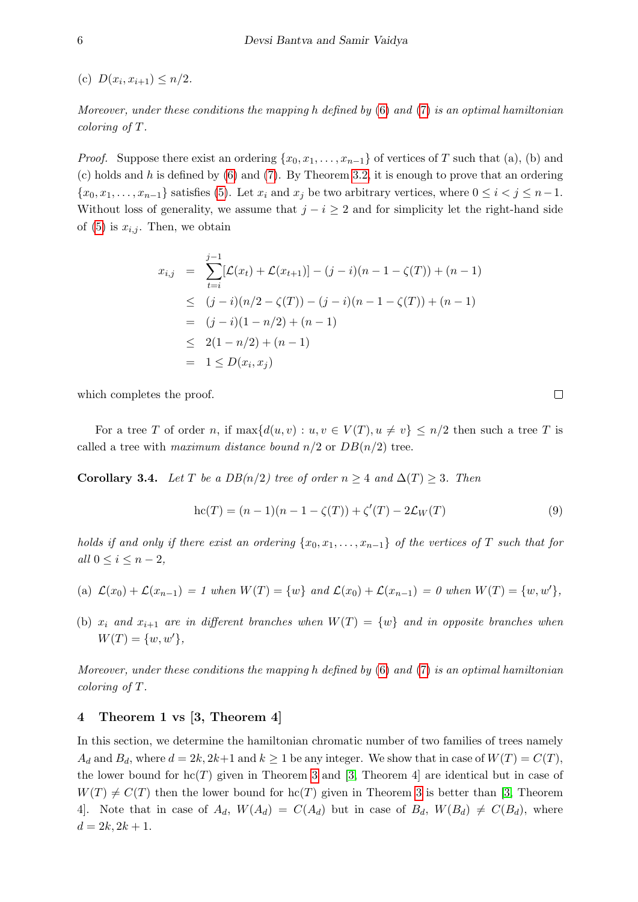(c) $D(x_i, x_{i+1}) \leq n/2$.

*Moreover, under these conditions the mapping $h$ defined by (6) and (7) is an optimal hamiltonian coloring of $T$.*

*Proof.* Suppose there exist an ordering $\{x_0, x_1, \ldots, x_{n-1}\}$ of vertices of $T$ such that (a), (b) and (c) holds and $h$ is defined by (6) and (7). By Theorem 3.2, it is enough to prove that an ordering $\{x_0, x_1, \ldots, x_{n-1}\}$ satisfies (5). Let $x_i$ and $x_j$ be two arbitrary vertices, where $0 \leq i < j \leq n-1$. Without loss of generality, we assume that $j - i \geq 2$ and for simplicity let the right-hand side of (5) is $x_{i,j}$. Then, we obtain

$$
\begin{aligned}
x_{i,j} &= \sum_{t=i}^{j-1}[\mathcal{L}(x_t) + \mathcal{L}(x_{t+1})] - (j-i)(n-1-\zeta(T)) + (n-1) \\
&\leq (j-i)(n/2 - \zeta(T)) - (j-i)(n-1-\zeta(T)) + (n-1) \\
&= (j-i)(1 - n/2) + (n-1) \\
&\leq 2(1-n/2) + (n-1) \\
&= 1 \leq D(x_i, x_j)
\end{aligned}
$$

which completes the proof. □

For a tree $T$ of order $n$, if $\max\{d(u,v) : u, v \in V(T), u \neq v\} \leq n/2$ then such a tree $T$ is called a tree with *maximum distance bound* $n/2$ or $DB(n/2)$ tree.

**Corollary 3.4.** *Let $T$ be a $DB(n/2)$ tree of order $n \geq 4$ and $\Delta(T) \geq 3$. Then*

$$\text{hc}(T) = (n-1)(n-1-\zeta(T)) + \zeta'(T) - 2\mathcal{L}_W(T) \tag{9}$$

*holds if and only if there exist an ordering $\{x_0, x_1, \ldots, x_{n-1}\}$ of the vertices of $T$ such that for all $0 \leq i \leq n-2$,*

(a) *$\mathcal{L}(x_0) + \mathcal{L}(x_{n-1}) = 1$ when $W(T) = \{w\}$ and $\mathcal{L}(x_0) + \mathcal{L}(x_{n-1}) = 0$ when $W(T) = \{w, w'\}$,*

(b) *$x_i$ and $x_{i+1}$ are in different branches when $W(T) = \{w\}$ and in opposite branches when $W(T) = \{w, w'\}$,*

*Moreover, under these conditions the mapping $h$ defined by (6) and (7) is an optimal hamiltonian coloring of $T$.*

## 4 Theorem 1 vs [3, Theorem 4]

In this section, we determine the hamiltonian chromatic number of two families of trees namely $A_d$ and $B_d$, where $d = 2k, 2k+1$ and $k \geq 1$ be any integer. We show that in case of $W(T) = C(T)$, the lower bound for $\text{hc}(T)$ given in Theorem 3 and [3, Theorem 4] are identical but in case of $W(T) \neq C(T)$ then the lower bound for $\text{hc}(T)$ given in Theorem 3 is better than [3, Theorem 4]. Note that in case of $A_d$, $W(A_d) = C(A_d)$ but in case of $B_d$, $W(B_d) \neq C(B_d)$, where $d = 2k, 2k+1$.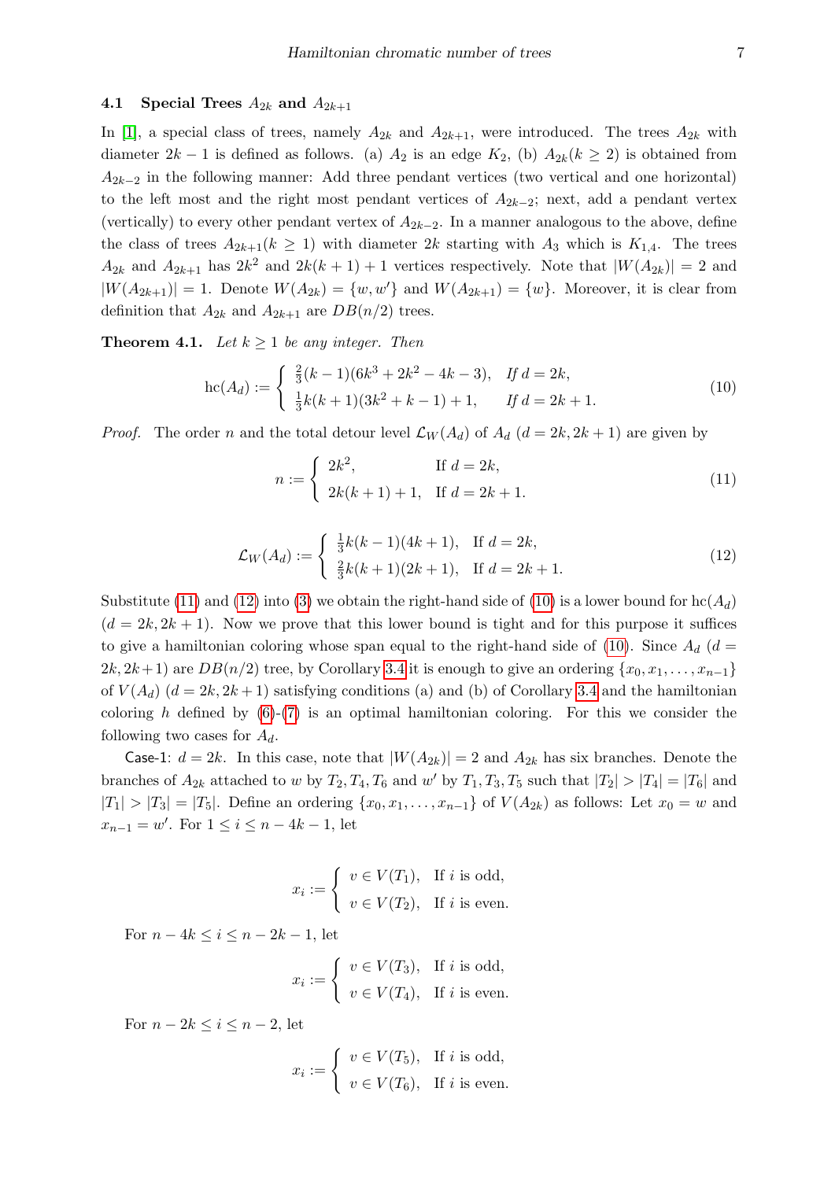### 4.1 Special Trees $A_{2k}$ and $A_{2k+1}$

In [1], a special class of trees, namely $A_{2k}$ and $A_{2k+1}$, were introduced. The trees $A_{2k}$ with diameter $2k-1$ is defined as follows. (a) $A_2$ is an edge $K_2$, (b) $A_{2k}(k \geq 2)$ is obtained from $A_{2k-2}$ in the following manner: Add three pendant vertices (two vertical and one horizontal) to the left most and the right most pendant vertices of $A_{2k-2}$; next, add a pendant vertex (vertically) to every other pendant vertex of $A_{2k-2}$. In a manner analogous to the above, define the class of trees $A_{2k+1}(k \geq 1)$ with diameter $2k$ starting with $A_3$ which is $K_{1,4}$. The trees $A_{2k}$ and $A_{2k+1}$ has $2k^2$ and $2k(k+1)+1$ vertices respectively. Note that $|W(A_{2k})| = 2$ and $|W(A_{2k+1})| = 1$. Denote $W(A_{2k}) = \{w, w'\}$ and $W(A_{2k+1}) = \{w\}$. Moreover, it is clear from definition that $A_{2k}$ and $A_{2k+1}$ are $DB(n/2)$ trees.

**Theorem 4.1.** *Let $k \geq 1$ be any integer. Then*

$$
\text{hc}(A_d) := \begin{cases} \frac{2}{3}(k-1)(6k^3+2k^2-4k-3), & \text{If } d = 2k, \\ \frac{1}{3}k(k+1)(3k^2+k-1)+1, & \text{If } d = 2k+1. \end{cases} \tag{10}
$$

*Proof.* The order $n$ and the total detour level $\mathcal{L}_W(A_d)$ of $A_d$ $(d = 2k, 2k+1)$ are given by

$$
n := \begin{cases} 2k^2, & \text{If } d = 2k, \\ 2k(k+1)+1, & \text{If } d = 2k+1. \end{cases} \tag{11}
$$

$$
\mathcal{L}_W(A_d) := \begin{cases} \frac{1}{3}k(k-1)(4k+1), & \text{If } d = 2k, \\ \frac{2}{3}k(k+1)(2k+1), & \text{If } d = 2k+1. \end{cases} \tag{12}
$$

Substitute (11) and (12) into (3) we obtain the right-hand side of (10) is a lower bound for $\text{hc}(A_d)$ $(d = 2k, 2k+1)$. Now we prove that this lower bound is tight and for this purpose it suffices to give a hamiltonian coloring whose span equal to the right-hand side of (10). Since $A_d$ $(d = 2k, 2k+1)$ are $DB(n/2)$ tree, by Corollary 3.4 it is enough to give an ordering $\{x_0, x_1, \ldots, x_{n-1}\}$ of $V(A_d)$ $(d = 2k, 2k+1)$ satisfying conditions (a) and (b) of Corollary 3.4 and the hamiltonian coloring $h$ defined by (6)-(7) is an optimal hamiltonian coloring. For this we consider the following two cases for $A_d$.

Case-1: $d = 2k$. In this case, note that $|W(A_{2k})| = 2$ and $A_{2k}$ has six branches. Denote the branches of $A_{2k}$ attached to $w$ by $T_2, T_4, T_6$ and $w'$ by $T_1, T_3, T_5$ such that $|T_2| > |T_4| = |T_6|$ and $|T_1| > |T_3| = |T_5|$. Define an ordering $\{x_0, x_1, \ldots, x_{n-1}\}$ of $V(A_{2k})$ as follows: Let $x_0 = w$ and $x_{n-1} = w'$. For $1 \leq i \leq n-4k-1$, let

$$
x_i := \begin{cases} v \in V(T_1), & \text{If } i \text{ is odd}, \\ v \in V(T_2), & \text{If } i \text{ is even}. \end{cases}
$$

For $n-4k \leq i \leq n-2k-1$, let

$$
x_i := \begin{cases} v \in V(T_3), & \text{If } i \text{ is odd}, \\ v \in V(T_4), & \text{If } i \text{ is even}. \end{cases}
$$

For $n-2k \leq i \leq n-2$, let

$$
x_i := \begin{cases} v \in V(T_5), & \text{If } i \text{ is odd}, \\ v \in V(T_6), & \text{If } i \text{ is even}. \end{cases}
$$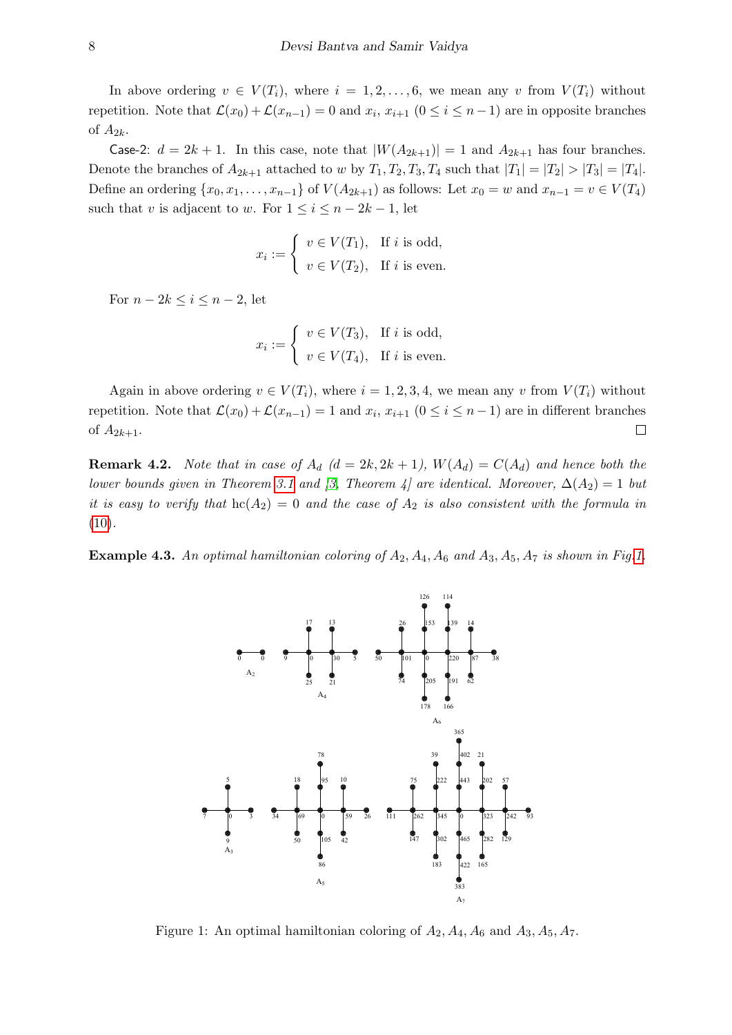In above ordering $v \in V(T_i)$, where $i = 1, 2, \ldots, 6$, we mean any $v$ from $V(T_i)$ without repetition. Note that $\mathcal{L}(x_0) + \mathcal{L}(x_{n-1}) = 0$ and $x_i$, $x_{i+1}$ $(0 \leq i \leq n-1)$ are in opposite branches of $A_{2k}$.

Case-2: $d = 2k+1$. In this case, note that $|W(A_{2k+1})| = 1$ and $A_{2k+1}$ has four branches. Denote the branches of $A_{2k+1}$ attached to $w$ by $T_1, T_2, T_3, T_4$ such that $|T_1| = |T_2| > |T_3| = |T_4|$. Define an ordering $\{x_0, x_1, \ldots, x_{n-1}\}$ of $V(A_{2k+1})$ as follows: Let $x_0 = w$ and $x_{n-1} = v \in V(T_4)$ such that $v$ is adjacent to $w$. For $1 \leq i \leq n - 2k - 1$, let

$$x_i := \begin{cases} v \in V(T_1), & \text{If } i \text{ is odd,} \\ v \in V(T_2), & \text{If } i \text{ is even.} \end{cases}$$

For $n - 2k \leq i \leq n-2$, let

$$x_i := \begin{cases} v \in V(T_3), & \text{If } i \text{ is odd,} \\ v \in V(T_4), & \text{If } i \text{ is even.} \end{cases}$$

Again in above ordering $v \in V(T_i)$, where $i = 1, 2, 3, 4$, we mean any $v$ from $V(T_i)$ without repetition. Note that $\mathcal{L}(x_0) + \mathcal{L}(x_{n-1}) = 1$ and $x_i$, $x_{i+1}$ $(0 \leq i \leq n-1)$ are in different branches of $A_{2k+1}$. □

**Remark 4.2.** *Note that in case of $A_d$ $(d = 2k, 2k+1)$, $W(A_d) = C(A_d)$ and hence both the lower bounds given in Theorem 3.1 and [3, Theorem 4] are identical. Moreover, $\Delta(A_2) = 1$ but it is easy to verify that $\mathrm{hc}(A_2) = 0$ and the case of $A_2$ is also consistent with the formula in* (10).

**Example 4.3.** *An optimal hamiltonian coloring of $A_2, A_4, A_6$ and $A_3, A_5, A_7$ is shown in Fig.1.*

Figure 1: An optimal hamiltonian coloring of $A_2, A_4, A_6$ and $A_3, A_5, A_7$.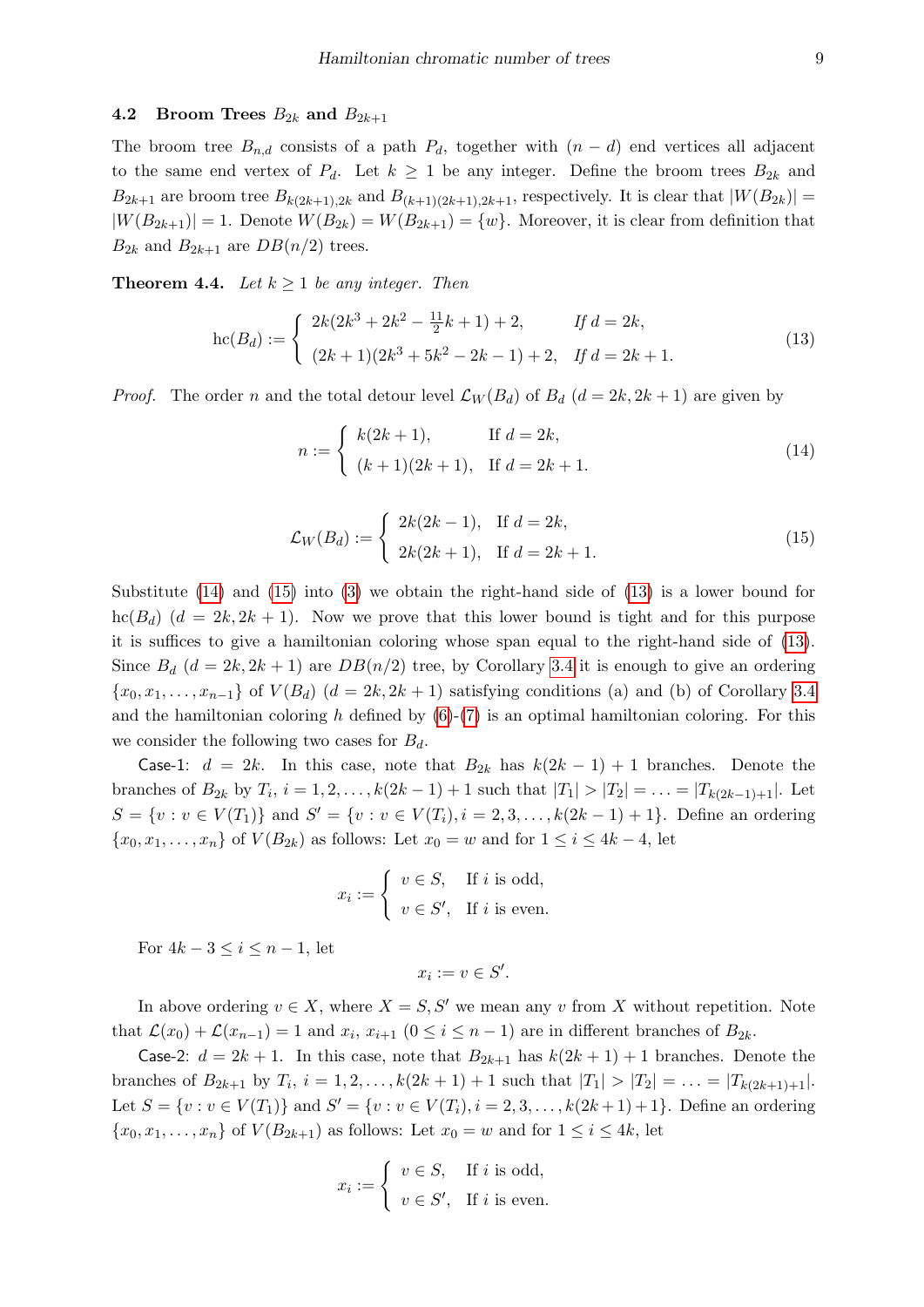### 4.2 Broom Trees $B_{2k}$ and $B_{2k+1}$

The broom tree $B_{n,d}$ consists of a path $P_d$, together with $(n-d)$ end vertices all adjacent to the same end vertex of $P_d$. Let $k \geq 1$ be any integer. Define the broom trees $B_{2k}$ and $B_{2k+1}$ are broom tree $B_{k(2k+1),2k}$ and $B_{(k+1)(2k+1),2k+1}$, respectively. It is clear that $|W(B_{2k})| = |W(B_{2k+1})| = 1$. Denote $W(B_{2k}) = W(B_{2k+1}) = \{w\}$. Moreover, it is clear from definition that $B_{2k}$ and $B_{2k+1}$ are $DB(n/2)$ trees.

**Theorem 4.4.** *Let $k \geq 1$ be any integer. Then*

$$\text{hc}(B_d) := \begin{cases} 2k(2k^3 + 2k^2 - \frac{11}{2}k + 1) + 2, & \text{If } d = 2k, \\ (2k+1)(2k^3 + 5k^2 - 2k - 1) + 2, & \text{If } d = 2k+1. \end{cases} \tag{13}$$

*Proof.* The order $n$ and the total detour level $\mathcal{L}_W(B_d)$ of $B_d$ $(d = 2k, 2k+1)$ are given by

$$n := \begin{cases} k(2k+1), & \text{If } d = 2k, \\ (k+1)(2k+1), & \text{If } d = 2k+1. \end{cases} \tag{14}$$

$$\mathcal{L}_W(B_d) := \begin{cases} 2k(2k-1), & \text{If } d = 2k, \\ 2k(2k+1), & \text{If } d = 2k+1. \end{cases} \tag{15}$$

Substitute (14) and (15) into (3) we obtain the right-hand side of (13) is a lower bound for $\text{hc}(B_d)$ $(d = 2k, 2k+1)$. Now we prove that this lower bound is tight and for this purpose it is suffices to give a hamiltonian coloring whose span equal to the right-hand side of (13). Since $B_d$ $(d = 2k, 2k+1)$ are $DB(n/2)$ tree, by Corollary 3.4 it is enough to give an ordering $\{x_0, x_1, \ldots, x_{n-1}\}$ of $V(B_d)$ $(d = 2k, 2k+1)$ satisfying conditions (a) and (b) of Corollary 3.4 and the hamiltonian coloring $h$ defined by (6)-(7) is an optimal hamiltonian coloring. For this we consider the following two cases for $B_d$.

Case-1: $d = 2k$. In this case, note that $B_{2k}$ has $k(2k-1)+1$ branches. Denote the branches of $B_{2k}$ by $T_i$, $i = 1, 2, \ldots, k(2k-1)+1$ such that $|T_1| > |T_2| = \ldots = |T_{k(2k-1)+1}|$. Let $S = \{v : v \in V(T_1)\}$ and $S' = \{v : v \in V(T_i), i = 2, 3, \ldots, k(2k-1)+1\}$. Define an ordering $\{x_0, x_1, \ldots, x_n\}$ of $V(B_{2k})$ as follows: Let $x_0 = w$ and for $1 \leq i \leq 4k-4$, let

$$x_i := \begin{cases} v \in S, & \text{If } i \text{ is odd}, \\ v \in S', & \text{If } i \text{ is even}. \end{cases}$$

For $4k-3 \leq i \leq n-1$, let

$$x_i := v \in S'.$$

In above ordering $v \in X$, where $X = S, S'$ we mean any $v$ from $X$ without repetition. Note that $\mathcal{L}(x_0) + \mathcal{L}(x_{n-1}) = 1$ and $x_i$, $x_{i+1}$ $(0 \leq i \leq n-1)$ are in different branches of $B_{2k}$.

Case-2: $d = 2k+1$. In this case, note that $B_{2k+1}$ has $k(2k+1)+1$ branches. Denote the branches of $B_{2k+1}$ by $T_i$, $i = 1, 2, \ldots, k(2k+1)+1$ such that $|T_1| > |T_2| = \ldots = |T_{k(2k+1)+1}|$. Let $S = \{v : v \in V(T_1)\}$ and $S' = \{v : v \in V(T_i), i = 2, 3, \ldots, k(2k+1)+1\}$. Define an ordering $\{x_0, x_1, \ldots, x_n\}$ of $V(B_{2k+1})$ as follows: Let $x_0 = w$ and for $1 \leq i \leq 4k$, let

$$x_i := \begin{cases} v \in S, & \text{If } i \text{ is odd}, \\ v \in S', & \text{If } i \text{ is even}. \end{cases}$$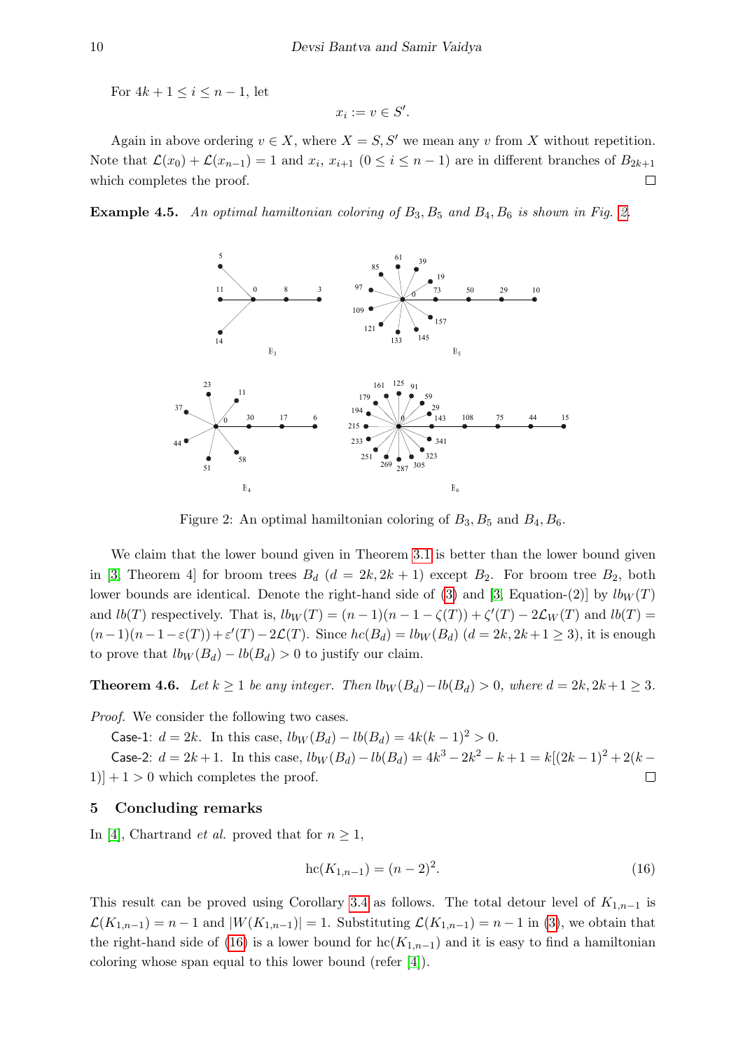For $4k+1 \le i \le n-1$, let

$$x_i := v \in S'.$$

Again in above ordering $v \in X$, where $X = S, S'$ we mean any $v$ from $X$ without repetition. Note that $\mathcal{L}(x_0) + \mathcal{L}(x_{n-1}) = 1$ and $x_i$, $x_{i+1}$ $(0 \le i \le n-1)$ are in different branches of $B_{2k+1}$ which completes the proof. □

**Example 4.5.** *An optimal hamiltonian coloring of $B_3, B_5$ and $B_4, B_6$ is shown in Fig. 2.*

Figure 2: An optimal hamiltonian coloring of $B_3, B_5$ and $B_4, B_6$.

We claim that the lower bound given in Theorem 3.1 is better than the lower bound given in [3, Theorem 4] for broom trees $B_d$ $(d = 2k, 2k+1)$ except $B_2$. For broom tree $B_2$, both lower bounds are identical. Denote the right-hand side of (3) and [3, Equation-(2)] by $lb_W(T)$ and $lb(T)$ respectively. That is, $lb_W(T) = (n-1)(n-1-\zeta(T)) + \zeta'(T) - 2\mathcal{L}_W(T)$ and $lb(T) = (n-1)(n-1-\varepsilon(T)) + \varepsilon'(T) - 2\mathcal{L}(T)$. Since $hc(B_d) = lb_W(B_d)$ $(d = 2k, 2k+1 \ge 3)$, it is enough to prove that $lb_W(B_d) - lb(B_d) > 0$ to justify our claim.

**Theorem 4.6.** *Let $k \ge 1$ be any integer. Then $lb_W(B_d) - lb(B_d) > 0$, where $d = 2k, 2k+1 \ge 3$.*

*Proof.* We consider the following two cases.

Case-1: $d = 2k$. In this case, $lb_W(B_d) - lb(B_d) = 4k(k-1)^2 > 0$.

Case-2: $d = 2k+1$. In this case, $lb_W(B_d) - lb(B_d) = 4k^3 - 2k^2 - k + 1 = k[(2k-1)^2 + 2(k-1)] + 1 > 0$ which completes the proof. □

## 5 Concluding remarks

In [4], Chartrand *et al.* proved that for $n \ge 1$,

$$\text{hc}(K_{1,n-1}) = (n-2)^2. \tag{16}$$

This result can be proved using Corollary 3.4 as follows. The total detour level of $K_{1,n-1}$ is $\mathcal{L}(K_{1,n-1}) = n-1$ and $|W(K_{1,n-1})| = 1$. Substituting $\mathcal{L}(K_{1,n-1}) = n-1$ in (3), we obtain that the right-hand side of (16) is a lower bound for $\text{hc}(K_{1,n-1})$ and it is easy to find a hamiltonian coloring whose span equal to this lower bound (refer [4]).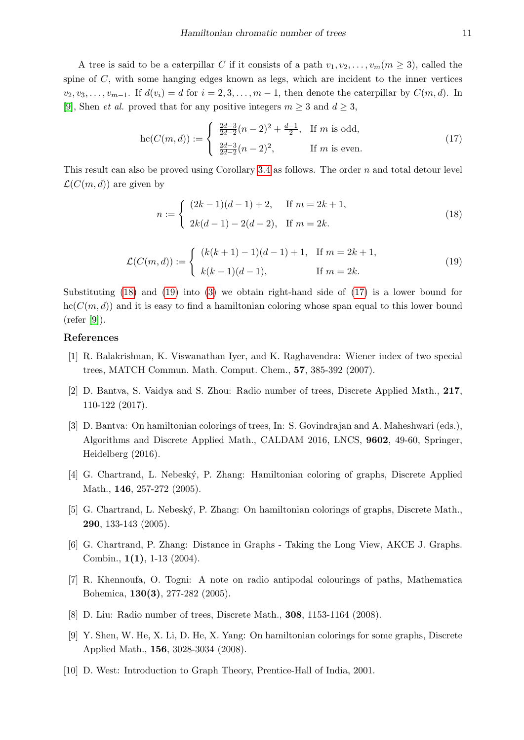A tree is said to be a caterpillar $C$ if it consists of a path $v_1, v_2, \ldots, v_m (m \geq 3)$, called the spine of $C$, with some hanging edges known as legs, which are incident to the inner vertices $v_2, v_3, \ldots, v_{m-1}$. If $d(v_i) = d$ for $i = 2, 3, \ldots, m-1$, then denote the caterpillar by $C(m, d)$. In [9], Shen *et al.* proved that for any positive integers $m \geq 3$ and $d \geq 3$,

$$\mathrm{hc}(C(m,d)) := \begin{cases} \frac{2d-3}{2d-2}(n-2)^2 + \frac{d-1}{2}, & \text{If } m \text{ is odd,} \\ \frac{2d-3}{2d-2}(n-2)^2, & \text{If } m \text{ is even.} \end{cases} \tag{17}$$

This result can also be proved using Corollary 3.4 as follows. The order $n$ and total detour level $\mathcal{L}(C(m, d))$ are given by

$$n := \begin{cases} (2k-1)(d-1) + 2, & \text{If } m = 2k+1, \\ 2k(d-1) - 2(d-2), & \text{If } m = 2k. \end{cases} \tag{18}$$

$$\mathcal{L}(C(m,d)) := \begin{cases} (k(k+1)-1)(d-1) + 1, & \text{If } m = 2k+1, \\ k(k-1)(d-1), & \text{If } m = 2k. \end{cases} \tag{19}$$

Substituting (18) and (19) into (3) we obtain right-hand side of (17) is a lower bound for $\mathrm{hc}(C(m, d))$ and it is easy to find a hamiltonian coloring whose span equal to this lower bound (refer [9]).

## References

[1] R. Balakrishnan, K. Viswanathan Iyer, and K. Raghavendra: Wiener index of two special trees, MATCH Commun. Math. Comput. Chem., **57**, 385-392 (2007).

[2] D. Bantva, S. Vaidya and S. Zhou: Radio number of trees, Discrete Applied Math., **217**, 110-122 (2017).

[3] D. Bantva: On hamiltonian colorings of trees, In: S. Govindrajan and A. Maheshwari (eds.), Algorithms and Discrete Applied Math., CALDAM 2016, LNCS, **9602**, 49-60, Springer, Heidelberg (2016).

[4] G. Chartrand, L. Nebeský, P. Zhang: Hamiltonian coloring of graphs, Discrete Applied Math., **146**, 257-272 (2005).

[5] G. Chartrand, L. Nebeský, P. Zhang: On hamiltonian colorings of graphs, Discrete Math., **290**, 133-143 (2005).

[6] G. Chartrand, P. Zhang: Distance in Graphs - Taking the Long View, AKCE J. Graphs. Combin., **1(1)**, 1-13 (2004).

[7] R. Khennoufa, O. Togni: A note on radio antipodal colourings of paths, Mathematica Bohemica, **130(3)**, 277-282 (2005).

[8] D. Liu: Radio number of trees, Discrete Math., **308**, 1153-1164 (2008).

[9] Y. Shen, W. He, X. Li, D. He, X. Yang: On hamiltonian colorings for some graphs, Discrete Applied Math., **156**, 3028-3034 (2008).

[10] D. West: Introduction to Graph Theory, Prentice-Hall of India, 2001.